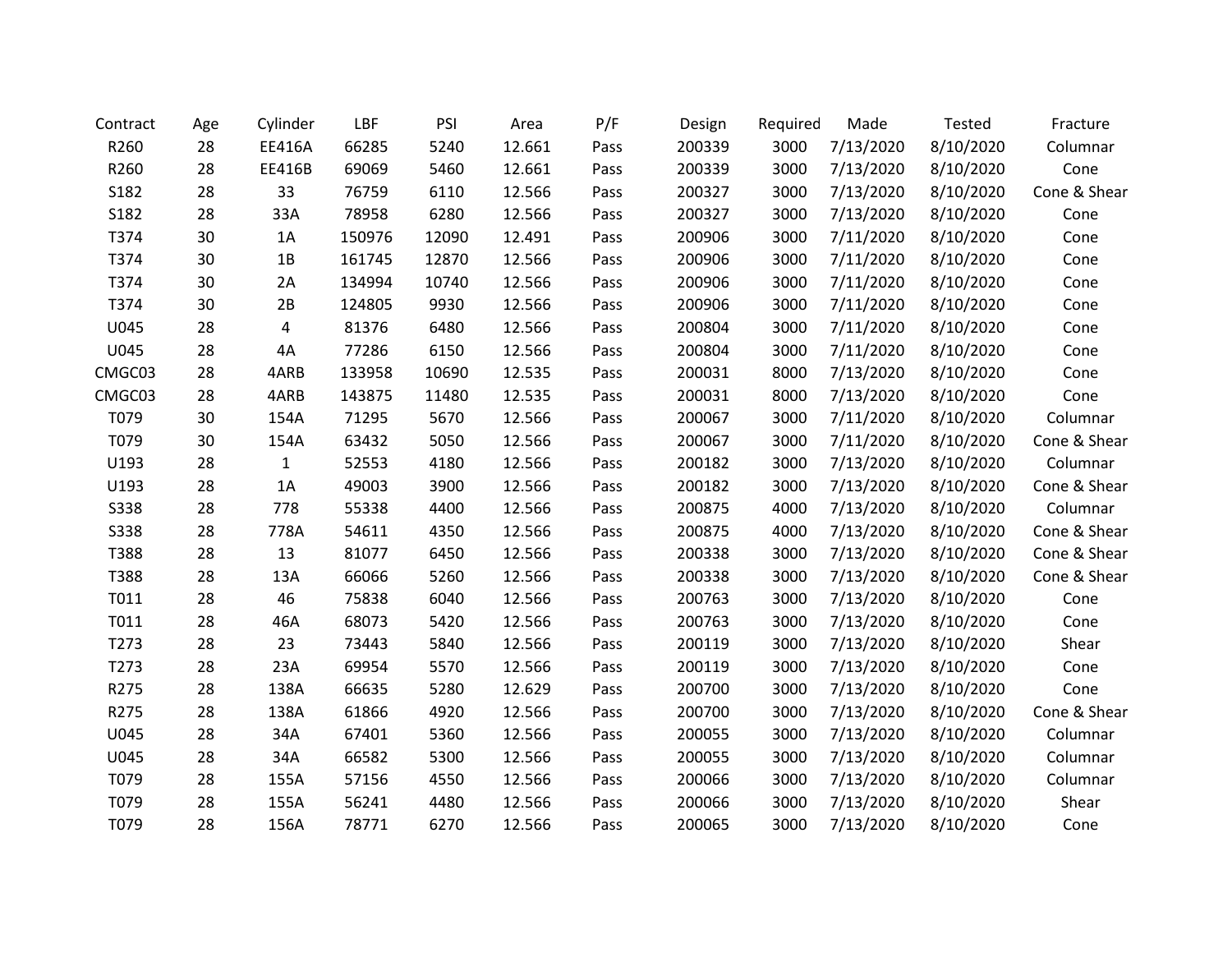| Contract | Age | Cylinder | LBF | PSI | Area | P/F | Design | Required | Made | Tested | Fracture |
|---|---|---|---|---|---|---|---|---|---|---|---|
| R260 | 28 | EE416A | 66285 | 5240 | 12.661 | Pass | 200339 | 3000 | 7/13/2020 | 8/10/2020 | Columnar |
| R260 | 28 | EE416B | 69069 | 5460 | 12.661 | Pass | 200339 | 3000 | 7/13/2020 | 8/10/2020 | Cone |
| S182 | 28 | 33 | 76759 | 6110 | 12.566 | Pass | 200327 | 3000 | 7/13/2020 | 8/10/2020 | Cone & Shear |
| S182 | 28 | 33A | 78958 | 6280 | 12.566 | Pass | 200327 | 3000 | 7/13/2020 | 8/10/2020 | Cone |
| T374 | 30 | 1A | 150976 | 12090 | 12.491 | Pass | 200906 | 3000 | 7/11/2020 | 8/10/2020 | Cone |
| T374 | 30 | 1B | 161745 | 12870 | 12.566 | Pass | 200906 | 3000 | 7/11/2020 | 8/10/2020 | Cone |
| T374 | 30 | 2A | 134994 | 10740 | 12.566 | Pass | 200906 | 3000 | 7/11/2020 | 8/10/2020 | Cone |
| T374 | 30 | 2B | 124805 | 9930 | 12.566 | Pass | 200906 | 3000 | 7/11/2020 | 8/10/2020 | Cone |
| U045 | 28 | 4 | 81376 | 6480 | 12.566 | Pass | 200804 | 3000 | 7/11/2020 | 8/10/2020 | Cone |
| U045 | 28 | 4A | 77286 | 6150 | 12.566 | Pass | 200804 | 3000 | 7/11/2020 | 8/10/2020 | Cone |
| CMGC03 | 28 | 4ARB | 133958 | 10690 | 12.535 | Pass | 200031 | 8000 | 7/13/2020 | 8/10/2020 | Cone |
| CMGC03 | 28 | 4ARB | 143875 | 11480 | 12.535 | Pass | 200031 | 8000 | 7/13/2020 | 8/10/2020 | Cone |
| T079 | 30 | 154A | 71295 | 5670 | 12.566 | Pass | 200067 | 3000 | 7/11/2020 | 8/10/2020 | Columnar |
| T079 | 30 | 154A | 63432 | 5050 | 12.566 | Pass | 200067 | 3000 | 7/11/2020 | 8/10/2020 | Cone & Shear |
| U193 | 28 | 1 | 52553 | 4180 | 12.566 | Pass | 200182 | 3000 | 7/13/2020 | 8/10/2020 | Columnar |
| U193 | 28 | 1A | 49003 | 3900 | 12.566 | Pass | 200182 | 3000 | 7/13/2020 | 8/10/2020 | Cone & Shear |
| S338 | 28 | 778 | 55338 | 4400 | 12.566 | Pass | 200875 | 4000 | 7/13/2020 | 8/10/2020 | Columnar |
| S338 | 28 | 778A | 54611 | 4350 | 12.566 | Pass | 200875 | 4000 | 7/13/2020 | 8/10/2020 | Cone & Shear |
| T388 | 28 | 13 | 81077 | 6450 | 12.566 | Pass | 200338 | 3000 | 7/13/2020 | 8/10/2020 | Cone & Shear |
| T388 | 28 | 13A | 66066 | 5260 | 12.566 | Pass | 200338 | 3000 | 7/13/2020 | 8/10/2020 | Cone & Shear |
| T011 | 28 | 46 | 75838 | 6040 | 12.566 | Pass | 200763 | 3000 | 7/13/2020 | 8/10/2020 | Cone |
| T011 | 28 | 46A | 68073 | 5420 | 12.566 | Pass | 200763 | 3000 | 7/13/2020 | 8/10/2020 | Cone |
| T273 | 28 | 23 | 73443 | 5840 | 12.566 | Pass | 200119 | 3000 | 7/13/2020 | 8/10/2020 | Shear |
| T273 | 28 | 23A | 69954 | 5570 | 12.566 | Pass | 200119 | 3000 | 7/13/2020 | 8/10/2020 | Cone |
| R275 | 28 | 138A | 66635 | 5280 | 12.629 | Pass | 200700 | 3000 | 7/13/2020 | 8/10/2020 | Cone |
| R275 | 28 | 138A | 61866 | 4920 | 12.566 | Pass | 200700 | 3000 | 7/13/2020 | 8/10/2020 | Cone & Shear |
| U045 | 28 | 34A | 67401 | 5360 | 12.566 | Pass | 200055 | 3000 | 7/13/2020 | 8/10/2020 | Columnar |
| U045 | 28 | 34A | 66582 | 5300 | 12.566 | Pass | 200055 | 3000 | 7/13/2020 | 8/10/2020 | Columnar |
| T079 | 28 | 155A | 57156 | 4550 | 12.566 | Pass | 200066 | 3000 | 7/13/2020 | 8/10/2020 | Columnar |
| T079 | 28 | 155A | 56241 | 4480 | 12.566 | Pass | 200066 | 3000 | 7/13/2020 | 8/10/2020 | Shear |
| T079 | 28 | 156A | 78771 | 6270 | 12.566 | Pass | 200065 | 3000 | 7/13/2020 | 8/10/2020 | Cone |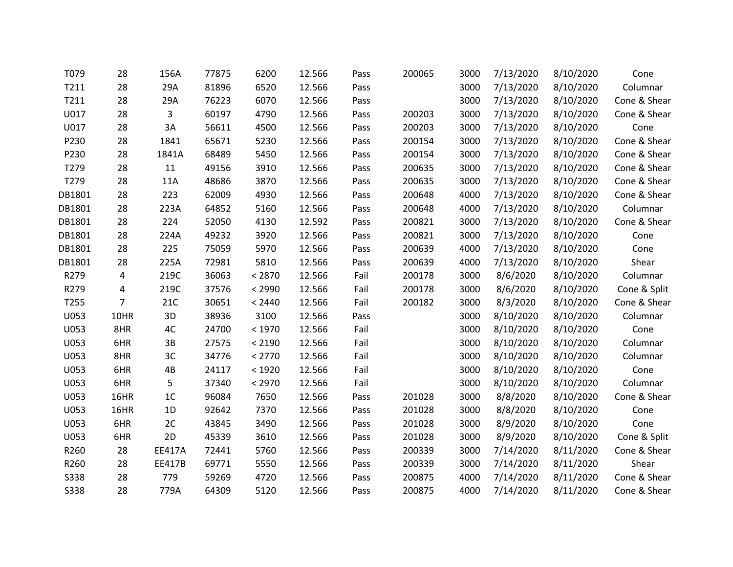| | | | | | | | | | | | |
|---|---|---|---|---|---|---|---|---|---|---|---|
| T079 | 28 | 156A | 77875 | 6200 | 12.566 | Pass | 200065 | 3000 | 7/13/2020 | 8/10/2020 | Cone |
| T211 | 28 | 29A | 81896 | 6520 | 12.566 | Pass | | 3000 | 7/13/2020 | 8/10/2020 | Columnar |
| T211 | 28 | 29A | 76223 | 6070 | 12.566 | Pass | | 3000 | 7/13/2020 | 8/10/2020 | Cone & Shear |
| U017 | 28 | 3 | 60197 | 4790 | 12.566 | Pass | 200203 | 3000 | 7/13/2020 | 8/10/2020 | Cone & Shear |
| U017 | 28 | 3A | 56611 | 4500 | 12.566 | Pass | 200203 | 3000 | 7/13/2020 | 8/10/2020 | Cone |
| P230 | 28 | 1841 | 65671 | 5230 | 12.566 | Pass | 200154 | 3000 | 7/13/2020 | 8/10/2020 | Cone & Shear |
| P230 | 28 | 1841A | 68489 | 5450 | 12.566 | Pass | 200154 | 3000 | 7/13/2020 | 8/10/2020 | Cone & Shear |
| T279 | 28 | 11 | 49156 | 3910 | 12.566 | Pass | 200635 | 3000 | 7/13/2020 | 8/10/2020 | Cone & Shear |
| T279 | 28 | 11A | 48686 | 3870 | 12.566 | Pass | 200635 | 3000 | 7/13/2020 | 8/10/2020 | Cone & Shear |
| DB1801 | 28 | 223 | 62009 | 4930 | 12.566 | Pass | 200648 | 4000 | 7/13/2020 | 8/10/2020 | Cone & Shear |
| DB1801 | 28 | 223A | 64852 | 5160 | 12.566 | Pass | 200648 | 4000 | 7/13/2020 | 8/10/2020 | Columnar |
| DB1801 | 28 | 224 | 52050 | 4130 | 12.592 | Pass | 200821 | 3000 | 7/13/2020 | 8/10/2020 | Cone & Shear |
| DB1801 | 28 | 224A | 49232 | 3920 | 12.566 | Pass | 200821 | 3000 | 7/13/2020 | 8/10/2020 | Cone |
| DB1801 | 28 | 225 | 75059 | 5970 | 12.566 | Pass | 200639 | 4000 | 7/13/2020 | 8/10/2020 | Cone |
| DB1801 | 28 | 225A | 72981 | 5810 | 12.566 | Pass | 200639 | 4000 | 7/13/2020 | 8/10/2020 | Shear |
| R279 | 4 | 219C | 36063 | < 2870 | 12.566 | Fail | 200178 | 3000 | 8/6/2020 | 8/10/2020 | Columnar |
| R279 | 4 | 219C | 37576 | < 2990 | 12.566 | Fail | 200178 | 3000 | 8/6/2020 | 8/10/2020 | Cone & Split |
| T255 | 7 | 21C | 30651 | < 2440 | 12.566 | Fail | 200182 | 3000 | 8/3/2020 | 8/10/2020 | Cone & Shear |
| U053 | 10HR | 3D | 38936 | 3100 | 12.566 | Pass | | 3000 | 8/10/2020 | 8/10/2020 | Columnar |
| U053 | 8HR | 4C | 24700 | < 1970 | 12.566 | Fail | | 3000 | 8/10/2020 | 8/10/2020 | Cone |
| U053 | 6HR | 3B | 27575 | < 2190 | 12.566 | Fail | | 3000 | 8/10/2020 | 8/10/2020 | Columnar |
| U053 | 8HR | 3C | 34776 | < 2770 | 12.566 | Fail | | 3000 | 8/10/2020 | 8/10/2020 | Columnar |
| U053 | 6HR | 4B | 24117 | < 1920 | 12.566 | Fail | | 3000 | 8/10/2020 | 8/10/2020 | Cone |
| U053 | 6HR | 5 | 37340 | < 2970 | 12.566 | Fail | | 3000 | 8/10/2020 | 8/10/2020 | Columnar |
| U053 | 16HR | 1C | 96084 | 7650 | 12.566 | Pass | 201028 | 3000 | 8/8/2020 | 8/10/2020 | Cone & Shear |
| U053 | 16HR | 1D | 92642 | 7370 | 12.566 | Pass | 201028 | 3000 | 8/8/2020 | 8/10/2020 | Cone |
| U053 | 6HR | 2C | 43845 | 3490 | 12.566 | Pass | 201028 | 3000 | 8/9/2020 | 8/10/2020 | Cone |
| U053 | 6HR | 2D | 45339 | 3610 | 12.566 | Pass | 201028 | 3000 | 8/9/2020 | 8/10/2020 | Cone & Split |
| R260 | 28 | EE417A | 72441 | 5760 | 12.566 | Pass | 200339 | 3000 | 7/14/2020 | 8/11/2020 | Cone & Shear |
| R260 | 28 | EE417B | 69771 | 5550 | 12.566 | Pass | 200339 | 3000 | 7/14/2020 | 8/11/2020 | Shear |
| S338 | 28 | 779 | 59269 | 4720 | 12.566 | Pass | 200875 | 4000 | 7/14/2020 | 8/11/2020 | Cone & Shear |
| S338 | 28 | 779A | 64309 | 5120 | 12.566 | Pass | 200875 | 4000 | 7/14/2020 | 8/11/2020 | Cone & Shear |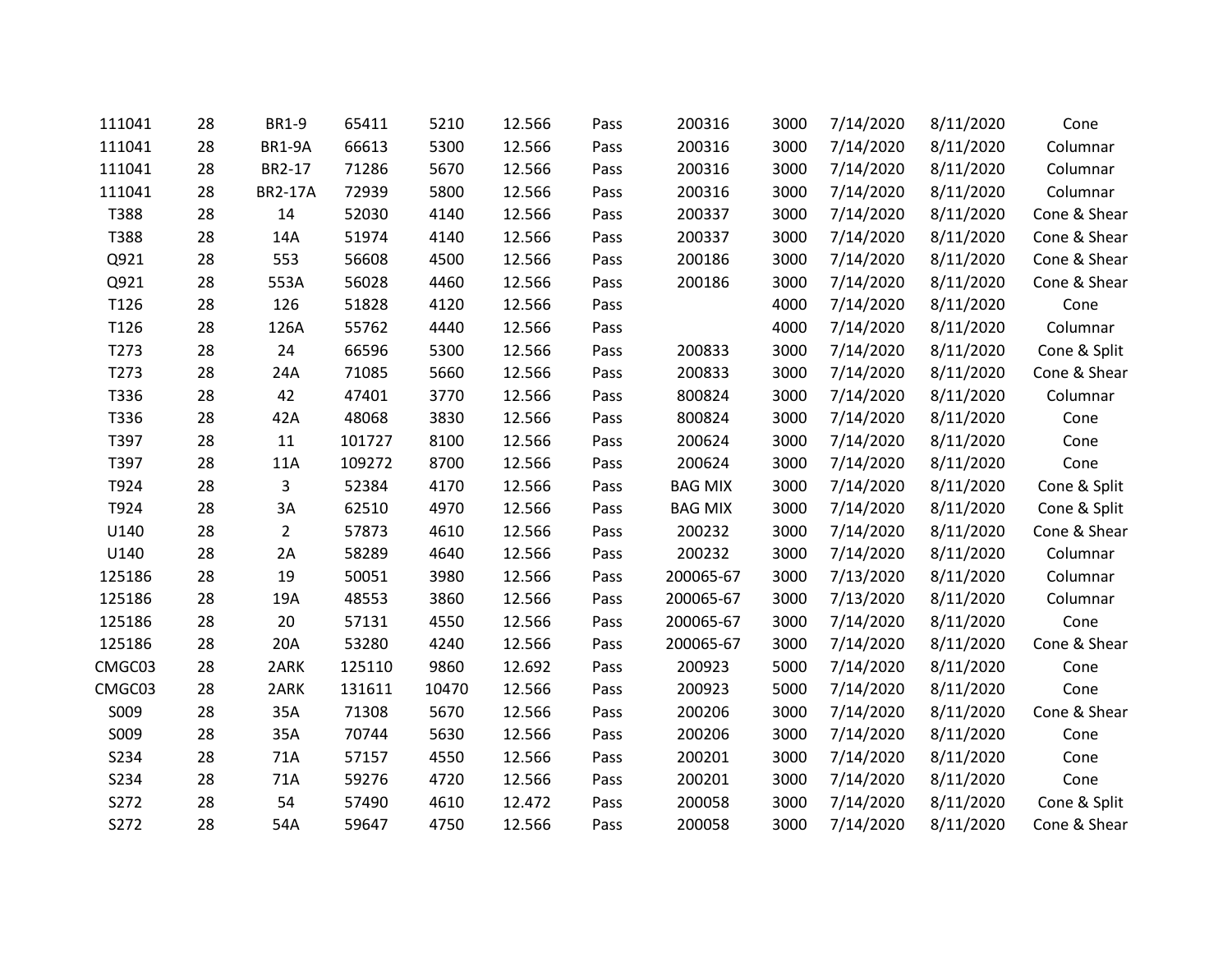| | | | | | | | | | | | |
|---|---|---|---|---|---|---|---|---|---|---|---|
| 111041 | 28 | BR1-9 | 65411 | 5210 | 12.566 | Pass | 200316 | 3000 | 7/14/2020 | 8/11/2020 | Cone |
| 111041 | 28 | BR1-9A | 66613 | 5300 | 12.566 | Pass | 200316 | 3000 | 7/14/2020 | 8/11/2020 | Columnar |
| 111041 | 28 | BR2-17 | 71286 | 5670 | 12.566 | Pass | 200316 | 3000 | 7/14/2020 | 8/11/2020 | Columnar |
| 111041 | 28 | BR2-17A | 72939 | 5800 | 12.566 | Pass | 200316 | 3000 | 7/14/2020 | 8/11/2020 | Columnar |
| T388 | 28 | 14 | 52030 | 4140 | 12.566 | Pass | 200337 | 3000 | 7/14/2020 | 8/11/2020 | Cone & Shear |
| T388 | 28 | 14A | 51974 | 4140 | 12.566 | Pass | 200337 | 3000 | 7/14/2020 | 8/11/2020 | Cone & Shear |
| Q921 | 28 | 553 | 56608 | 4500 | 12.566 | Pass | 200186 | 3000 | 7/14/2020 | 8/11/2020 | Cone & Shear |
| Q921 | 28 | 553A | 56028 | 4460 | 12.566 | Pass | 200186 | 3000 | 7/14/2020 | 8/11/2020 | Cone & Shear |
| T126 | 28 | 126 | 51828 | 4120 | 12.566 | Pass | | 4000 | 7/14/2020 | 8/11/2020 | Cone |
| T126 | 28 | 126A | 55762 | 4440 | 12.566 | Pass | | 4000 | 7/14/2020 | 8/11/2020 | Columnar |
| T273 | 28 | 24 | 66596 | 5300 | 12.566 | Pass | 200833 | 3000 | 7/14/2020 | 8/11/2020 | Cone & Split |
| T273 | 28 | 24A | 71085 | 5660 | 12.566 | Pass | 200833 | 3000 | 7/14/2020 | 8/11/2020 | Cone & Shear |
| T336 | 28 | 42 | 47401 | 3770 | 12.566 | Pass | 800824 | 3000 | 7/14/2020 | 8/11/2020 | Columnar |
| T336 | 28 | 42A | 48068 | 3830 | 12.566 | Pass | 800824 | 3000 | 7/14/2020 | 8/11/2020 | Cone |
| T397 | 28 | 11 | 101727 | 8100 | 12.566 | Pass | 200624 | 3000 | 7/14/2020 | 8/11/2020 | Cone |
| T397 | 28 | 11A | 109272 | 8700 | 12.566 | Pass | 200624 | 3000 | 7/14/2020 | 8/11/2020 | Cone |
| T924 | 28 | 3 | 52384 | 4170 | 12.566 | Pass | BAG MIX | 3000 | 7/14/2020 | 8/11/2020 | Cone & Split |
| T924 | 28 | 3A | 62510 | 4970 | 12.566 | Pass | BAG MIX | 3000 | 7/14/2020 | 8/11/2020 | Cone & Split |
| U140 | 28 | 2 | 57873 | 4610 | 12.566 | Pass | 200232 | 3000 | 7/14/2020 | 8/11/2020 | Cone & Shear |
| U140 | 28 | 2A | 58289 | 4640 | 12.566 | Pass | 200232 | 3000 | 7/14/2020 | 8/11/2020 | Columnar |
| 125186 | 28 | 19 | 50051 | 3980 | 12.566 | Pass | 200065-67 | 3000 | 7/13/2020 | 8/11/2020 | Columnar |
| 125186 | 28 | 19A | 48553 | 3860 | 12.566 | Pass | 200065-67 | 3000 | 7/13/2020 | 8/11/2020 | Columnar |
| 125186 | 28 | 20 | 57131 | 4550 | 12.566 | Pass | 200065-67 | 3000 | 7/14/2020 | 8/11/2020 | Cone |
| 125186 | 28 | 20A | 53280 | 4240 | 12.566 | Pass | 200065-67 | 3000 | 7/14/2020 | 8/11/2020 | Cone & Shear |
| CMGC03 | 28 | 2ARK | 125110 | 9860 | 12.692 | Pass | 200923 | 5000 | 7/14/2020 | 8/11/2020 | Cone |
| CMGC03 | 28 | 2ARK | 131611 | 10470 | 12.566 | Pass | 200923 | 5000 | 7/14/2020 | 8/11/2020 | Cone |
| S009 | 28 | 35A | 71308 | 5670 | 12.566 | Pass | 200206 | 3000 | 7/14/2020 | 8/11/2020 | Cone & Shear |
| S009 | 28 | 35A | 70744 | 5630 | 12.566 | Pass | 200206 | 3000 | 7/14/2020 | 8/11/2020 | Cone |
| S234 | 28 | 71A | 57157 | 4550 | 12.566 | Pass | 200201 | 3000 | 7/14/2020 | 8/11/2020 | Cone |
| S234 | 28 | 71A | 59276 | 4720 | 12.566 | Pass | 200201 | 3000 | 7/14/2020 | 8/11/2020 | Cone |
| S272 | 28 | 54 | 57490 | 4610 | 12.472 | Pass | 200058 | 3000 | 7/14/2020 | 8/11/2020 | Cone & Split |
| S272 | 28 | 54A | 59647 | 4750 | 12.566 | Pass | 200058 | 3000 | 7/14/2020 | 8/11/2020 | Cone & Shear |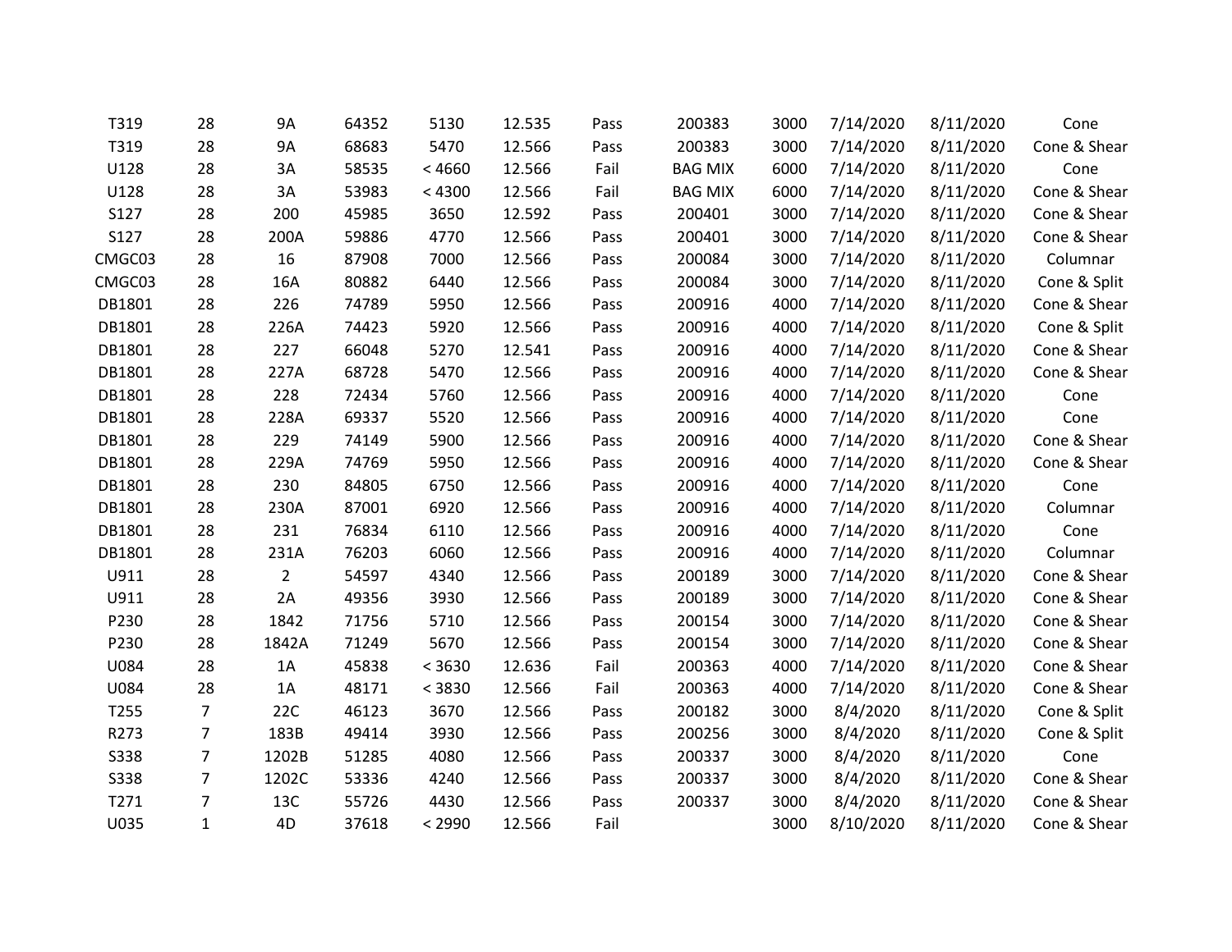| | | | | | | | | | | | |
|---|---|---|---|---|---|---|---|---|---|---|---|
| T319 | 28 | 9A | 64352 | 5130 | 12.535 | Pass | 200383 | 3000 | 7/14/2020 | 8/11/2020 | Cone |
| T319 | 28 | 9A | 68683 | 5470 | 12.566 | Pass | 200383 | 3000 | 7/14/2020 | 8/11/2020 | Cone & Shear |
| U128 | 28 | 3A | 58535 | < 4660 | 12.566 | Fail | BAG MIX | 6000 | 7/14/2020 | 8/11/2020 | Cone |
| U128 | 28 | 3A | 53983 | < 4300 | 12.566 | Fail | BAG MIX | 6000 | 7/14/2020 | 8/11/2020 | Cone & Shear |
| S127 | 28 | 200 | 45985 | 3650 | 12.592 | Pass | 200401 | 3000 | 7/14/2020 | 8/11/2020 | Cone & Shear |
| S127 | 28 | 200A | 59886 | 4770 | 12.566 | Pass | 200401 | 3000 | 7/14/2020 | 8/11/2020 | Cone & Shear |
| CMGC03 | 28 | 16 | 87908 | 7000 | 12.566 | Pass | 200084 | 3000 | 7/14/2020 | 8/11/2020 | Columnar |
| CMGC03 | 28 | 16A | 80882 | 6440 | 12.566 | Pass | 200084 | 3000 | 7/14/2020 | 8/11/2020 | Cone & Split |
| DB1801 | 28 | 226 | 74789 | 5950 | 12.566 | Pass | 200916 | 4000 | 7/14/2020 | 8/11/2020 | Cone & Shear |
| DB1801 | 28 | 226A | 74423 | 5920 | 12.566 | Pass | 200916 | 4000 | 7/14/2020 | 8/11/2020 | Cone & Split |
| DB1801 | 28 | 227 | 66048 | 5270 | 12.541 | Pass | 200916 | 4000 | 7/14/2020 | 8/11/2020 | Cone & Shear |
| DB1801 | 28 | 227A | 68728 | 5470 | 12.566 | Pass | 200916 | 4000 | 7/14/2020 | 8/11/2020 | Cone & Shear |
| DB1801 | 28 | 228 | 72434 | 5760 | 12.566 | Pass | 200916 | 4000 | 7/14/2020 | 8/11/2020 | Cone |
| DB1801 | 28 | 228A | 69337 | 5520 | 12.566 | Pass | 200916 | 4000 | 7/14/2020 | 8/11/2020 | Cone |
| DB1801 | 28 | 229 | 74149 | 5900 | 12.566 | Pass | 200916 | 4000 | 7/14/2020 | 8/11/2020 | Cone & Shear |
| DB1801 | 28 | 229A | 74769 | 5950 | 12.566 | Pass | 200916 | 4000 | 7/14/2020 | 8/11/2020 | Cone & Shear |
| DB1801 | 28 | 230 | 84805 | 6750 | 12.566 | Pass | 200916 | 4000 | 7/14/2020 | 8/11/2020 | Cone |
| DB1801 | 28 | 230A | 87001 | 6920 | 12.566 | Pass | 200916 | 4000 | 7/14/2020 | 8/11/2020 | Columnar |
| DB1801 | 28 | 231 | 76834 | 6110 | 12.566 | Pass | 200916 | 4000 | 7/14/2020 | 8/11/2020 | Cone |
| DB1801 | 28 | 231A | 76203 | 6060 | 12.566 | Pass | 200916 | 4000 | 7/14/2020 | 8/11/2020 | Columnar |
| U911 | 28 | 2 | 54597 | 4340 | 12.566 | Pass | 200189 | 3000 | 7/14/2020 | 8/11/2020 | Cone & Shear |
| U911 | 28 | 2A | 49356 | 3930 | 12.566 | Pass | 200189 | 3000 | 7/14/2020 | 8/11/2020 | Cone & Shear |
| P230 | 28 | 1842 | 71756 | 5710 | 12.566 | Pass | 200154 | 3000 | 7/14/2020 | 8/11/2020 | Cone & Shear |
| P230 | 28 | 1842A | 71249 | 5670 | 12.566 | Pass | 200154 | 3000 | 7/14/2020 | 8/11/2020 | Cone & Shear |
| U084 | 28 | 1A | 45838 | < 3630 | 12.636 | Fail | 200363 | 4000 | 7/14/2020 | 8/11/2020 | Cone & Shear |
| U084 | 28 | 1A | 48171 | < 3830 | 12.566 | Fail | 200363 | 4000 | 7/14/2020 | 8/11/2020 | Cone & Shear |
| T255 | 7 | 22C | 46123 | 3670 | 12.566 | Pass | 200182 | 3000 | 8/4/2020 | 8/11/2020 | Cone & Split |
| R273 | 7 | 183B | 49414 | 3930 | 12.566 | Pass | 200256 | 3000 | 8/4/2020 | 8/11/2020 | Cone & Split |
| S338 | 7 | 1202B | 51285 | 4080 | 12.566 | Pass | 200337 | 3000 | 8/4/2020 | 8/11/2020 | Cone |
| S338 | 7 | 1202C | 53336 | 4240 | 12.566 | Pass | 200337 | 3000 | 8/4/2020 | 8/11/2020 | Cone & Shear |
| T271 | 7 | 13C | 55726 | 4430 | 12.566 | Pass | 200337 | 3000 | 8/4/2020 | 8/11/2020 | Cone & Shear |
| U035 | 1 | 4D | 37618 | < 2990 | 12.566 | Fail | | 3000 | 8/10/2020 | 8/11/2020 | Cone & Shear |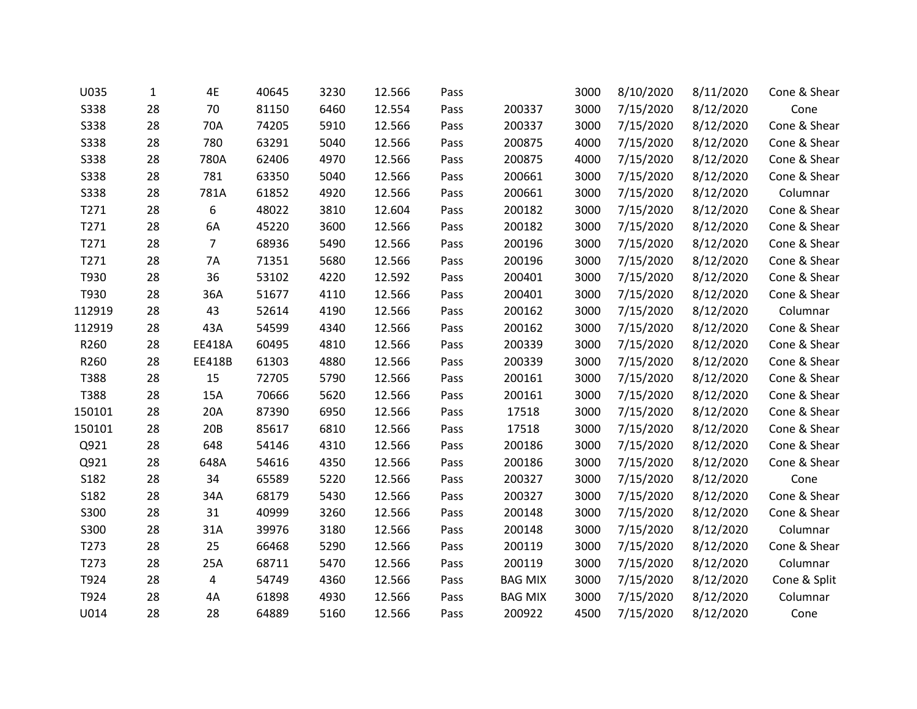| | | | | | | | | | | | |
|---|---|---|---|---|---|---|---|---|---|---|---|
| U035 | 1 | 4E | 40645 | 3230 | 12.566 | Pass | | 3000 | 8/10/2020 | 8/11/2020 | Cone & Shear |
| S338 | 28 | 70 | 81150 | 6460 | 12.554 | Pass | 200337 | 3000 | 7/15/2020 | 8/12/2020 | Cone |
| S338 | 28 | 70A | 74205 | 5910 | 12.566 | Pass | 200337 | 3000 | 7/15/2020 | 8/12/2020 | Cone & Shear |
| S338 | 28 | 780 | 63291 | 5040 | 12.566 | Pass | 200875 | 4000 | 7/15/2020 | 8/12/2020 | Cone & Shear |
| S338 | 28 | 780A | 62406 | 4970 | 12.566 | Pass | 200875 | 4000 | 7/15/2020 | 8/12/2020 | Cone & Shear |
| S338 | 28 | 781 | 63350 | 5040 | 12.566 | Pass | 200661 | 3000 | 7/15/2020 | 8/12/2020 | Cone & Shear |
| S338 | 28 | 781A | 61852 | 4920 | 12.566 | Pass | 200661 | 3000 | 7/15/2020 | 8/12/2020 | Columnar |
| T271 | 28 | 6 | 48022 | 3810 | 12.604 | Pass | 200182 | 3000 | 7/15/2020 | 8/12/2020 | Cone & Shear |
| T271 | 28 | 6A | 45220 | 3600 | 12.566 | Pass | 200182 | 3000 | 7/15/2020 | 8/12/2020 | Cone & Shear |
| T271 | 28 | 7 | 68936 | 5490 | 12.566 | Pass | 200196 | 3000 | 7/15/2020 | 8/12/2020 | Cone & Shear |
| T271 | 28 | 7A | 71351 | 5680 | 12.566 | Pass | 200196 | 3000 | 7/15/2020 | 8/12/2020 | Cone & Shear |
| T930 | 28 | 36 | 53102 | 4220 | 12.592 | Pass | 200401 | 3000 | 7/15/2020 | 8/12/2020 | Cone & Shear |
| T930 | 28 | 36A | 51677 | 4110 | 12.566 | Pass | 200401 | 3000 | 7/15/2020 | 8/12/2020 | Cone & Shear |
| 112919 | 28 | 43 | 52614 | 4190 | 12.566 | Pass | 200162 | 3000 | 7/15/2020 | 8/12/2020 | Columnar |
| 112919 | 28 | 43A | 54599 | 4340 | 12.566 | Pass | 200162 | 3000 | 7/15/2020 | 8/12/2020 | Cone & Shear |
| R260 | 28 | EE418A | 60495 | 4810 | 12.566 | Pass | 200339 | 3000 | 7/15/2020 | 8/12/2020 | Cone & Shear |
| R260 | 28 | EE418B | 61303 | 4880 | 12.566 | Pass | 200339 | 3000 | 7/15/2020 | 8/12/2020 | Cone & Shear |
| T388 | 28 | 15 | 72705 | 5790 | 12.566 | Pass | 200161 | 3000 | 7/15/2020 | 8/12/2020 | Cone & Shear |
| T388 | 28 | 15A | 70666 | 5620 | 12.566 | Pass | 200161 | 3000 | 7/15/2020 | 8/12/2020 | Cone & Shear |
| 150101 | 28 | 20A | 87390 | 6950 | 12.566 | Pass | 17518 | 3000 | 7/15/2020 | 8/12/2020 | Cone & Shear |
| 150101 | 28 | 20B | 85617 | 6810 | 12.566 | Pass | 17518 | 3000 | 7/15/2020 | 8/12/2020 | Cone & Shear |
| Q921 | 28 | 648 | 54146 | 4310 | 12.566 | Pass | 200186 | 3000 | 7/15/2020 | 8/12/2020 | Cone & Shear |
| Q921 | 28 | 648A | 54616 | 4350 | 12.566 | Pass | 200186 | 3000 | 7/15/2020 | 8/12/2020 | Cone & Shear |
| S182 | 28 | 34 | 65589 | 5220 | 12.566 | Pass | 200327 | 3000 | 7/15/2020 | 8/12/2020 | Cone |
| S182 | 28 | 34A | 68179 | 5430 | 12.566 | Pass | 200327 | 3000 | 7/15/2020 | 8/12/2020 | Cone & Shear |
| S300 | 28 | 31 | 40999 | 3260 | 12.566 | Pass | 200148 | 3000 | 7/15/2020 | 8/12/2020 | Cone & Shear |
| S300 | 28 | 31A | 39976 | 3180 | 12.566 | Pass | 200148 | 3000 | 7/15/2020 | 8/12/2020 | Columnar |
| T273 | 28 | 25 | 66468 | 5290 | 12.566 | Pass | 200119 | 3000 | 7/15/2020 | 8/12/2020 | Cone & Shear |
| T273 | 28 | 25A | 68711 | 5470 | 12.566 | Pass | 200119 | 3000 | 7/15/2020 | 8/12/2020 | Columnar |
| T924 | 28 | 4 | 54749 | 4360 | 12.566 | Pass | BAG MIX | 3000 | 7/15/2020 | 8/12/2020 | Cone & Split |
| T924 | 28 | 4A | 61898 | 4930 | 12.566 | Pass | BAG MIX | 3000 | 7/15/2020 | 8/12/2020 | Columnar |
| U014 | 28 | 28 | 64889 | 5160 | 12.566 | Pass | 200922 | 4500 | 7/15/2020 | 8/12/2020 | Cone |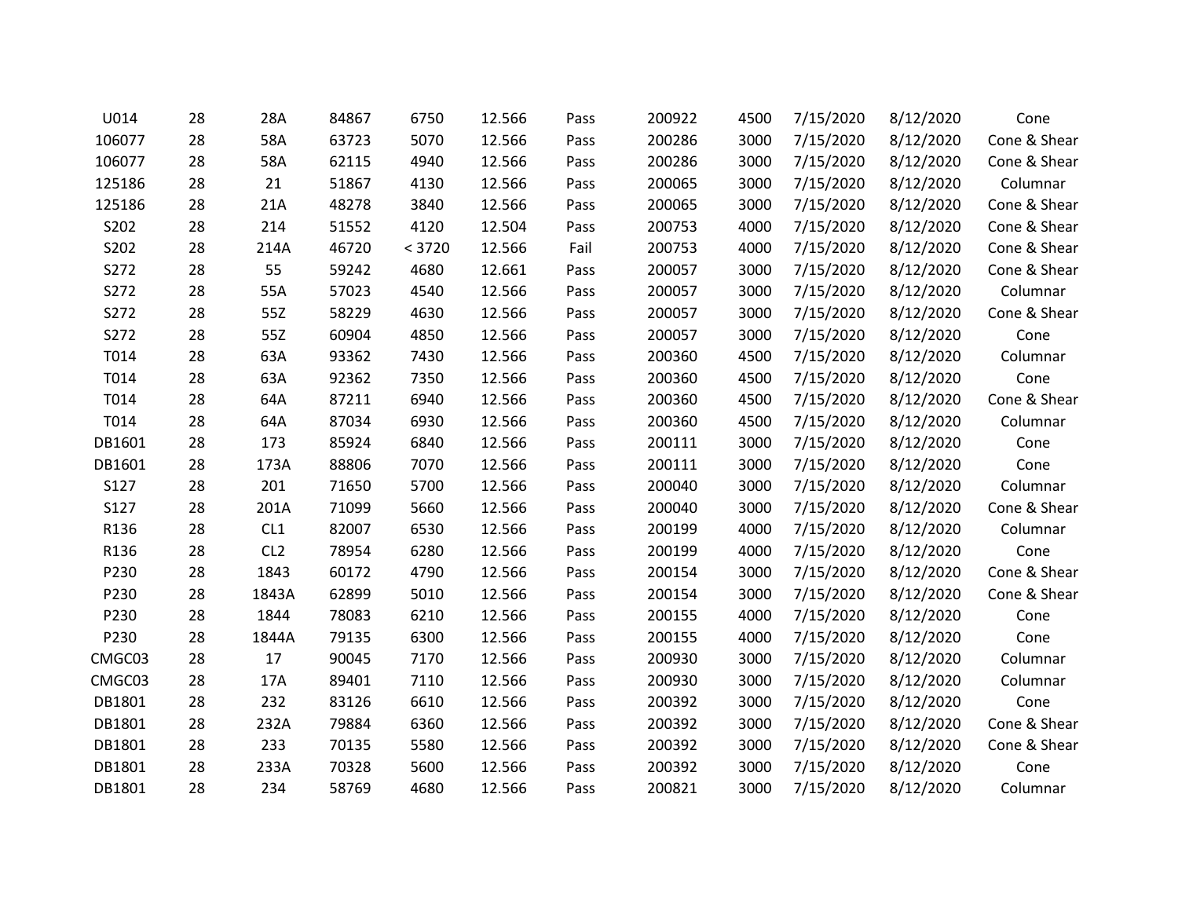| | | | | | | | | | | | |
|---|---|---|---|---|---|---|---|---|---|---|---|
| U014 | 28 | 28A | 84867 | 6750 | 12.566 | Pass | 200922 | 4500 | 7/15/2020 | 8/12/2020 | Cone |
| 106077 | 28 | 58A | 63723 | 5070 | 12.566 | Pass | 200286 | 3000 | 7/15/2020 | 8/12/2020 | Cone & Shear |
| 106077 | 28 | 58A | 62115 | 4940 | 12.566 | Pass | 200286 | 3000 | 7/15/2020 | 8/12/2020 | Cone & Shear |
| 125186 | 28 | 21 | 51867 | 4130 | 12.566 | Pass | 200065 | 3000 | 7/15/2020 | 8/12/2020 | Columnar |
| 125186 | 28 | 21A | 48278 | 3840 | 12.566 | Pass | 200065 | 3000 | 7/15/2020 | 8/12/2020 | Cone & Shear |
| S202 | 28 | 214 | 51552 | 4120 | 12.504 | Pass | 200753 | 4000 | 7/15/2020 | 8/12/2020 | Cone & Shear |
| S202 | 28 | 214A | 46720 | < 3720 | 12.566 | Fail | 200753 | 4000 | 7/15/2020 | 8/12/2020 | Cone & Shear |
| S272 | 28 | 55 | 59242 | 4680 | 12.661 | Pass | 200057 | 3000 | 7/15/2020 | 8/12/2020 | Cone & Shear |
| S272 | 28 | 55A | 57023 | 4540 | 12.566 | Pass | 200057 | 3000 | 7/15/2020 | 8/12/2020 | Columnar |
| S272 | 28 | 55Z | 58229 | 4630 | 12.566 | Pass | 200057 | 3000 | 7/15/2020 | 8/12/2020 | Cone & Shear |
| S272 | 28 | 55Z | 60904 | 4850 | 12.566 | Pass | 200057 | 3000 | 7/15/2020 | 8/12/2020 | Cone |
| T014 | 28 | 63A | 93362 | 7430 | 12.566 | Pass | 200360 | 4500 | 7/15/2020 | 8/12/2020 | Columnar |
| T014 | 28 | 63A | 92362 | 7350 | 12.566 | Pass | 200360 | 4500 | 7/15/2020 | 8/12/2020 | Cone |
| T014 | 28 | 64A | 87211 | 6940 | 12.566 | Pass | 200360 | 4500 | 7/15/2020 | 8/12/2020 | Cone & Shear |
| T014 | 28 | 64A | 87034 | 6930 | 12.566 | Pass | 200360 | 4500 | 7/15/2020 | 8/12/2020 | Columnar |
| DB1601 | 28 | 173 | 85924 | 6840 | 12.566 | Pass | 200111 | 3000 | 7/15/2020 | 8/12/2020 | Cone |
| DB1601 | 28 | 173A | 88806 | 7070 | 12.566 | Pass | 200111 | 3000 | 7/15/2020 | 8/12/2020 | Cone |
| S127 | 28 | 201 | 71650 | 5700 | 12.566 | Pass | 200040 | 3000 | 7/15/2020 | 8/12/2020 | Columnar |
| S127 | 28 | 201A | 71099 | 5660 | 12.566 | Pass | 200040 | 3000 | 7/15/2020 | 8/12/2020 | Cone & Shear |
| R136 | 28 | CL1 | 82007 | 6530 | 12.566 | Pass | 200199 | 4000 | 7/15/2020 | 8/12/2020 | Columnar |
| R136 | 28 | CL2 | 78954 | 6280 | 12.566 | Pass | 200199 | 4000 | 7/15/2020 | 8/12/2020 | Cone |
| P230 | 28 | 1843 | 60172 | 4790 | 12.566 | Pass | 200154 | 3000 | 7/15/2020 | 8/12/2020 | Cone & Shear |
| P230 | 28 | 1843A | 62899 | 5010 | 12.566 | Pass | 200154 | 3000 | 7/15/2020 | 8/12/2020 | Cone & Shear |
| P230 | 28 | 1844 | 78083 | 6210 | 12.566 | Pass | 200155 | 4000 | 7/15/2020 | 8/12/2020 | Cone |
| P230 | 28 | 1844A | 79135 | 6300 | 12.566 | Pass | 200155 | 4000 | 7/15/2020 | 8/12/2020 | Cone |
| CMGC03 | 28 | 17 | 90045 | 7170 | 12.566 | Pass | 200930 | 3000 | 7/15/2020 | 8/12/2020 | Columnar |
| CMGC03 | 28 | 17A | 89401 | 7110 | 12.566 | Pass | 200930 | 3000 | 7/15/2020 | 8/12/2020 | Columnar |
| DB1801 | 28 | 232 | 83126 | 6610 | 12.566 | Pass | 200392 | 3000 | 7/15/2020 | 8/12/2020 | Cone |
| DB1801 | 28 | 232A | 79884 | 6360 | 12.566 | Pass | 200392 | 3000 | 7/15/2020 | 8/12/2020 | Cone & Shear |
| DB1801 | 28 | 233 | 70135 | 5580 | 12.566 | Pass | 200392 | 3000 | 7/15/2020 | 8/12/2020 | Cone & Shear |
| DB1801 | 28 | 233A | 70328 | 5600 | 12.566 | Pass | 200392 | 3000 | 7/15/2020 | 8/12/2020 | Cone |
| DB1801 | 28 | 234 | 58769 | 4680 | 12.566 | Pass | 200821 | 3000 | 7/15/2020 | 8/12/2020 | Columnar |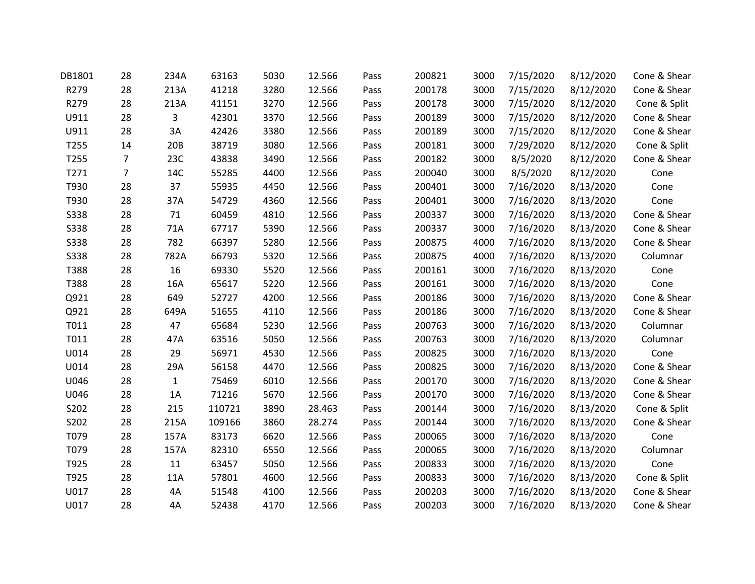| | | | | | | | | | | | |
|---|---|---|---|---|---|---|---|---|---|---|---|
| DB1801 | 28 | 234A | 63163 | 5030 | 12.566 | Pass | 200821 | 3000 | 7/15/2020 | 8/12/2020 | Cone & Shear |
| R279 | 28 | 213A | 41218 | 3280 | 12.566 | Pass | 200178 | 3000 | 7/15/2020 | 8/12/2020 | Cone & Shear |
| R279 | 28 | 213A | 41151 | 3270 | 12.566 | Pass | 200178 | 3000 | 7/15/2020 | 8/12/2020 | Cone & Split |
| U911 | 28 | 3 | 42301 | 3370 | 12.566 | Pass | 200189 | 3000 | 7/15/2020 | 8/12/2020 | Cone & Shear |
| U911 | 28 | 3A | 42426 | 3380 | 12.566 | Pass | 200189 | 3000 | 7/15/2020 | 8/12/2020 | Cone & Shear |
| T255 | 14 | 20B | 38719 | 3080 | 12.566 | Pass | 200181 | 3000 | 7/29/2020 | 8/12/2020 | Cone & Split |
| T255 | 7 | 23C | 43838 | 3490 | 12.566 | Pass | 200182 | 3000 | 8/5/2020 | 8/12/2020 | Cone & Shear |
| T271 | 7 | 14C | 55285 | 4400 | 12.566 | Pass | 200040 | 3000 | 8/5/2020 | 8/12/2020 | Cone |
| T930 | 28 | 37 | 55935 | 4450 | 12.566 | Pass | 200401 | 3000 | 7/16/2020 | 8/13/2020 | Cone |
| T930 | 28 | 37A | 54729 | 4360 | 12.566 | Pass | 200401 | 3000 | 7/16/2020 | 8/13/2020 | Cone |
| S338 | 28 | 71 | 60459 | 4810 | 12.566 | Pass | 200337 | 3000 | 7/16/2020 | 8/13/2020 | Cone & Shear |
| S338 | 28 | 71A | 67717 | 5390 | 12.566 | Pass | 200337 | 3000 | 7/16/2020 | 8/13/2020 | Cone & Shear |
| S338 | 28 | 782 | 66397 | 5280 | 12.566 | Pass | 200875 | 4000 | 7/16/2020 | 8/13/2020 | Cone & Shear |
| S338 | 28 | 782A | 66793 | 5320 | 12.566 | Pass | 200875 | 4000 | 7/16/2020 | 8/13/2020 | Columnar |
| T388 | 28 | 16 | 69330 | 5520 | 12.566 | Pass | 200161 | 3000 | 7/16/2020 | 8/13/2020 | Cone |
| T388 | 28 | 16A | 65617 | 5220 | 12.566 | Pass | 200161 | 3000 | 7/16/2020 | 8/13/2020 | Cone |
| Q921 | 28 | 649 | 52727 | 4200 | 12.566 | Pass | 200186 | 3000 | 7/16/2020 | 8/13/2020 | Cone & Shear |
| Q921 | 28 | 649A | 51655 | 4110 | 12.566 | Pass | 200186 | 3000 | 7/16/2020 | 8/13/2020 | Cone & Shear |
| T011 | 28 | 47 | 65684 | 5230 | 12.566 | Pass | 200763 | 3000 | 7/16/2020 | 8/13/2020 | Columnar |
| T011 | 28 | 47A | 63516 | 5050 | 12.566 | Pass | 200763 | 3000 | 7/16/2020 | 8/13/2020 | Columnar |
| U014 | 28 | 29 | 56971 | 4530 | 12.566 | Pass | 200825 | 3000 | 7/16/2020 | 8/13/2020 | Cone |
| U014 | 28 | 29A | 56158 | 4470 | 12.566 | Pass | 200825 | 3000 | 7/16/2020 | 8/13/2020 | Cone & Shear |
| U046 | 28 | 1 | 75469 | 6010 | 12.566 | Pass | 200170 | 3000 | 7/16/2020 | 8/13/2020 | Cone & Shear |
| U046 | 28 | 1A | 71216 | 5670 | 12.566 | Pass | 200170 | 3000 | 7/16/2020 | 8/13/2020 | Cone & Shear |
| S202 | 28 | 215 | 110721 | 3890 | 28.463 | Pass | 200144 | 3000 | 7/16/2020 | 8/13/2020 | Cone & Split |
| S202 | 28 | 215A | 109166 | 3860 | 28.274 | Pass | 200144 | 3000 | 7/16/2020 | 8/13/2020 | Cone & Shear |
| T079 | 28 | 157A | 83173 | 6620 | 12.566 | Pass | 200065 | 3000 | 7/16/2020 | 8/13/2020 | Cone |
| T079 | 28 | 157A | 82310 | 6550 | 12.566 | Pass | 200065 | 3000 | 7/16/2020 | 8/13/2020 | Columnar |
| T925 | 28 | 11 | 63457 | 5050 | 12.566 | Pass | 200833 | 3000 | 7/16/2020 | 8/13/2020 | Cone |
| T925 | 28 | 11A | 57801 | 4600 | 12.566 | Pass | 200833 | 3000 | 7/16/2020 | 8/13/2020 | Cone & Split |
| U017 | 28 | 4A | 51548 | 4100 | 12.566 | Pass | 200203 | 3000 | 7/16/2020 | 8/13/2020 | Cone & Shear |
| U017 | 28 | 4A | 52438 | 4170 | 12.566 | Pass | 200203 | 3000 | 7/16/2020 | 8/13/2020 | Cone & Shear |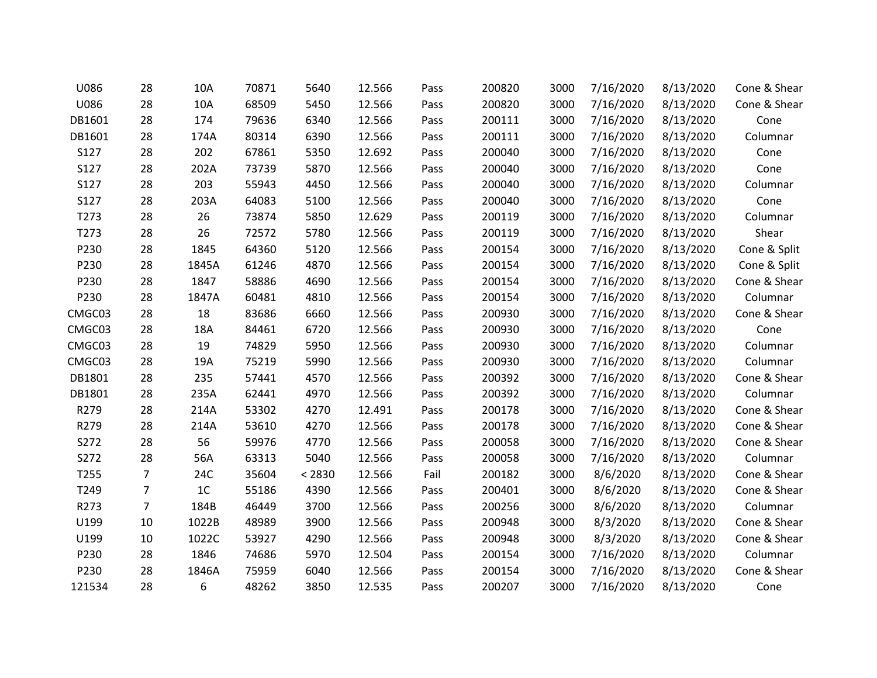| | | | | | | | | | | | |
|---|---|---|---|---|---|---|---|---|---|---|---|
| U086 | 28 | 10A | 70871 | 5640 | 12.566 | Pass | 200820 | 3000 | 7/16/2020 | 8/13/2020 | Cone & Shear |
| U086 | 28 | 10A | 68509 | 5450 | 12.566 | Pass | 200820 | 3000 | 7/16/2020 | 8/13/2020 | Cone & Shear |
| DB1601 | 28 | 174 | 79636 | 6340 | 12.566 | Pass | 200111 | 3000 | 7/16/2020 | 8/13/2020 | Cone |
| DB1601 | 28 | 174A | 80314 | 6390 | 12.566 | Pass | 200111 | 3000 | 7/16/2020 | 8/13/2020 | Columnar |
| S127 | 28 | 202 | 67861 | 5350 | 12.692 | Pass | 200040 | 3000 | 7/16/2020 | 8/13/2020 | Cone |
| S127 | 28 | 202A | 73739 | 5870 | 12.566 | Pass | 200040 | 3000 | 7/16/2020 | 8/13/2020 | Cone |
| S127 | 28 | 203 | 55943 | 4450 | 12.566 | Pass | 200040 | 3000 | 7/16/2020 | 8/13/2020 | Columnar |
| S127 | 28 | 203A | 64083 | 5100 | 12.566 | Pass | 200040 | 3000 | 7/16/2020 | 8/13/2020 | Cone |
| T273 | 28 | 26 | 73874 | 5850 | 12.629 | Pass | 200119 | 3000 | 7/16/2020 | 8/13/2020 | Columnar |
| T273 | 28 | 26 | 72572 | 5780 | 12.566 | Pass | 200119 | 3000 | 7/16/2020 | 8/13/2020 | Shear |
| P230 | 28 | 1845 | 64360 | 5120 | 12.566 | Pass | 200154 | 3000 | 7/16/2020 | 8/13/2020 | Cone & Split |
| P230 | 28 | 1845A | 61246 | 4870 | 12.566 | Pass | 200154 | 3000 | 7/16/2020 | 8/13/2020 | Cone & Split |
| P230 | 28 | 1847 | 58886 | 4690 | 12.566 | Pass | 200154 | 3000 | 7/16/2020 | 8/13/2020 | Cone & Shear |
| P230 | 28 | 1847A | 60481 | 4810 | 12.566 | Pass | 200154 | 3000 | 7/16/2020 | 8/13/2020 | Columnar |
| CMGC03 | 28 | 18 | 83686 | 6660 | 12.566 | Pass | 200930 | 3000 | 7/16/2020 | 8/13/2020 | Cone & Shear |
| CMGC03 | 28 | 18A | 84461 | 6720 | 12.566 | Pass | 200930 | 3000 | 7/16/2020 | 8/13/2020 | Cone |
| CMGC03 | 28 | 19 | 74829 | 5950 | 12.566 | Pass | 200930 | 3000 | 7/16/2020 | 8/13/2020 | Columnar |
| CMGC03 | 28 | 19A | 75219 | 5990 | 12.566 | Pass | 200930 | 3000 | 7/16/2020 | 8/13/2020 | Columnar |
| DB1801 | 28 | 235 | 57441 | 4570 | 12.566 | Pass | 200392 | 3000 | 7/16/2020 | 8/13/2020 | Cone & Shear |
| DB1801 | 28 | 235A | 62441 | 4970 | 12.566 | Pass | 200392 | 3000 | 7/16/2020 | 8/13/2020 | Columnar |
| R279 | 28 | 214A | 53302 | 4270 | 12.491 | Pass | 200178 | 3000 | 7/16/2020 | 8/13/2020 | Cone & Shear |
| R279 | 28 | 214A | 53610 | 4270 | 12.566 | Pass | 200178 | 3000 | 7/16/2020 | 8/13/2020 | Cone & Shear |
| S272 | 28 | 56 | 59976 | 4770 | 12.566 | Pass | 200058 | 3000 | 7/16/2020 | 8/13/2020 | Cone & Shear |
| S272 | 28 | 56A | 63313 | 5040 | 12.566 | Pass | 200058 | 3000 | 7/16/2020 | 8/13/2020 | Columnar |
| T255 | 7 | 24C | 35604 | < 2830 | 12.566 | Fail | 200182 | 3000 | 8/6/2020 | 8/13/2020 | Cone & Shear |
| T249 | 7 | 1C | 55186 | 4390 | 12.566 | Pass | 200401 | 3000 | 8/6/2020 | 8/13/2020 | Cone & Shear |
| R273 | 7 | 184B | 46449 | 3700 | 12.566 | Pass | 200256 | 3000 | 8/6/2020 | 8/13/2020 | Columnar |
| U199 | 10 | 1022B | 48989 | 3900 | 12.566 | Pass | 200948 | 3000 | 8/3/2020 | 8/13/2020 | Cone & Shear |
| U199 | 10 | 1022C | 53927 | 4290 | 12.566 | Pass | 200948 | 3000 | 8/3/2020 | 8/13/2020 | Cone & Shear |
| P230 | 28 | 1846 | 74686 | 5970 | 12.504 | Pass | 200154 | 3000 | 7/16/2020 | 8/13/2020 | Columnar |
| P230 | 28 | 1846A | 75959 | 6040 | 12.566 | Pass | 200154 | 3000 | 7/16/2020 | 8/13/2020 | Cone & Shear |
| 121534 | 28 | 6 | 48262 | 3850 | 12.535 | Pass | 200207 | 3000 | 7/16/2020 | 8/13/2020 | Cone |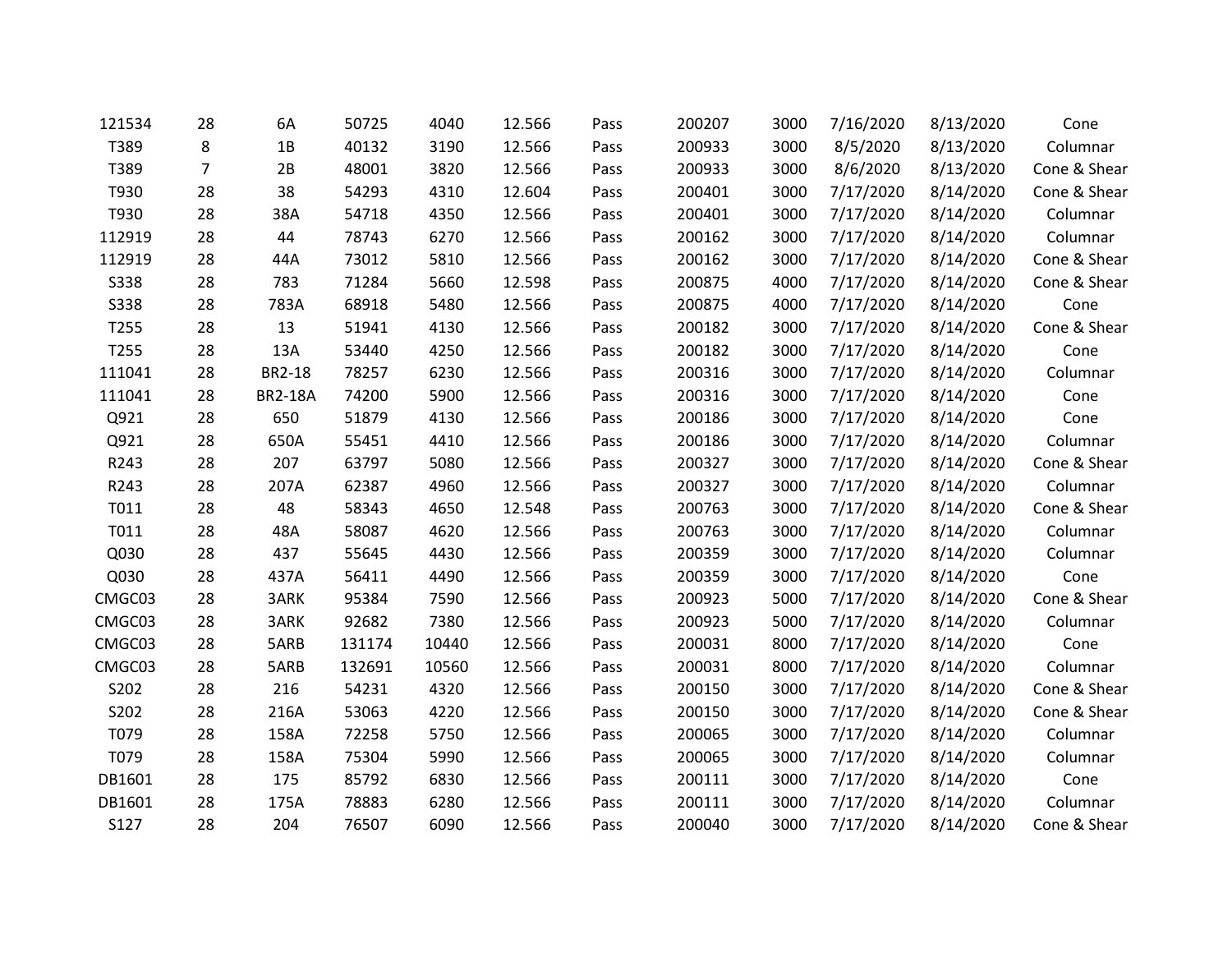| | | | | | | | | | | | |
|---|---|---|---|---|---|---|---|---|---|---|---|
| 121534 | 28 | 6A | 50725 | 4040 | 12.566 | Pass | 200207 | 3000 | 7/16/2020 | 8/13/2020 | Cone |
| T389 | 8 | 1B | 40132 | 3190 | 12.566 | Pass | 200933 | 3000 | 8/5/2020 | 8/13/2020 | Columnar |
| T389 | 7 | 2B | 48001 | 3820 | 12.566 | Pass | 200933 | 3000 | 8/6/2020 | 8/13/2020 | Cone & Shear |
| T930 | 28 | 38 | 54293 | 4310 | 12.604 | Pass | 200401 | 3000 | 7/17/2020 | 8/14/2020 | Cone & Shear |
| T930 | 28 | 38A | 54718 | 4350 | 12.566 | Pass | 200401 | 3000 | 7/17/2020 | 8/14/2020 | Columnar |
| 112919 | 28 | 44 | 78743 | 6270 | 12.566 | Pass | 200162 | 3000 | 7/17/2020 | 8/14/2020 | Columnar |
| 112919 | 28 | 44A | 73012 | 5810 | 12.566 | Pass | 200162 | 3000 | 7/17/2020 | 8/14/2020 | Cone & Shear |
| S338 | 28 | 783 | 71284 | 5660 | 12.598 | Pass | 200875 | 4000 | 7/17/2020 | 8/14/2020 | Cone & Shear |
| S338 | 28 | 783A | 68918 | 5480 | 12.566 | Pass | 200875 | 4000 | 7/17/2020 | 8/14/2020 | Cone |
| T255 | 28 | 13 | 51941 | 4130 | 12.566 | Pass | 200182 | 3000 | 7/17/2020 | 8/14/2020 | Cone & Shear |
| T255 | 28 | 13A | 53440 | 4250 | 12.566 | Pass | 200182 | 3000 | 7/17/2020 | 8/14/2020 | Cone |
| 111041 | 28 | BR2-18 | 78257 | 6230 | 12.566 | Pass | 200316 | 3000 | 7/17/2020 | 8/14/2020 | Columnar |
| 111041 | 28 | BR2-18A | 74200 | 5900 | 12.566 | Pass | 200316 | 3000 | 7/17/2020 | 8/14/2020 | Cone |
| Q921 | 28 | 650 | 51879 | 4130 | 12.566 | Pass | 200186 | 3000 | 7/17/2020 | 8/14/2020 | Cone |
| Q921 | 28 | 650A | 55451 | 4410 | 12.566 | Pass | 200186 | 3000 | 7/17/2020 | 8/14/2020 | Columnar |
| R243 | 28 | 207 | 63797 | 5080 | 12.566 | Pass | 200327 | 3000 | 7/17/2020 | 8/14/2020 | Cone & Shear |
| R243 | 28 | 207A | 62387 | 4960 | 12.566 | Pass | 200327 | 3000 | 7/17/2020 | 8/14/2020 | Columnar |
| T011 | 28 | 48 | 58343 | 4650 | 12.548 | Pass | 200763 | 3000 | 7/17/2020 | 8/14/2020 | Cone & Shear |
| T011 | 28 | 48A | 58087 | 4620 | 12.566 | Pass | 200763 | 3000 | 7/17/2020 | 8/14/2020 | Columnar |
| Q030 | 28 | 437 | 55645 | 4430 | 12.566 | Pass | 200359 | 3000 | 7/17/2020 | 8/14/2020 | Columnar |
| Q030 | 28 | 437A | 56411 | 4490 | 12.566 | Pass | 200359 | 3000 | 7/17/2020 | 8/14/2020 | Cone |
| CMGC03 | 28 | 3ARK | 95384 | 7590 | 12.566 | Pass | 200923 | 5000 | 7/17/2020 | 8/14/2020 | Cone & Shear |
| CMGC03 | 28 | 3ARK | 92682 | 7380 | 12.566 | Pass | 200923 | 5000 | 7/17/2020 | 8/14/2020 | Columnar |
| CMGC03 | 28 | 5ARB | 131174 | 10440 | 12.566 | Pass | 200031 | 8000 | 7/17/2020 | 8/14/2020 | Cone |
| CMGC03 | 28 | 5ARB | 132691 | 10560 | 12.566 | Pass | 200031 | 8000 | 7/17/2020 | 8/14/2020 | Columnar |
| S202 | 28 | 216 | 54231 | 4320 | 12.566 | Pass | 200150 | 3000 | 7/17/2020 | 8/14/2020 | Cone & Shear |
| S202 | 28 | 216A | 53063 | 4220 | 12.566 | Pass | 200150 | 3000 | 7/17/2020 | 8/14/2020 | Cone & Shear |
| T079 | 28 | 158A | 72258 | 5750 | 12.566 | Pass | 200065 | 3000 | 7/17/2020 | 8/14/2020 | Columnar |
| T079 | 28 | 158A | 75304 | 5990 | 12.566 | Pass | 200065 | 3000 | 7/17/2020 | 8/14/2020 | Columnar |
| DB1601 | 28 | 175 | 85792 | 6830 | 12.566 | Pass | 200111 | 3000 | 7/17/2020 | 8/14/2020 | Cone |
| DB1601 | 28 | 175A | 78883 | 6280 | 12.566 | Pass | 200111 | 3000 | 7/17/2020 | 8/14/2020 | Columnar |
| S127 | 28 | 204 | 76507 | 6090 | 12.566 | Pass | 200040 | 3000 | 7/17/2020 | 8/14/2020 | Cone & Shear |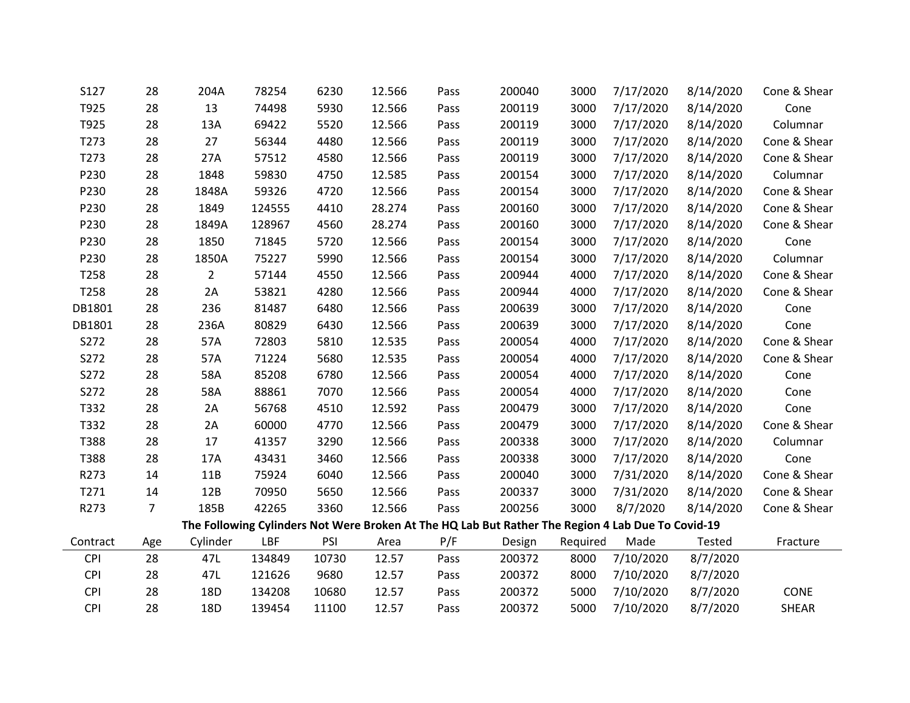| | | | | | | | | | | | |
|---|---|---|---|---|---|---|---|---|---|---|---|
| S127 | 28 | 204A | 78254 | 6230 | 12.566 | Pass | 200040 | 3000 | 7/17/2020 | 8/14/2020 | Cone & Shear |
| T925 | 28 | 13 | 74498 | 5930 | 12.566 | Pass | 200119 | 3000 | 7/17/2020 | 8/14/2020 | Cone |
| T925 | 28 | 13A | 69422 | 5520 | 12.566 | Pass | 200119 | 3000 | 7/17/2020 | 8/14/2020 | Columnar |
| T273 | 28 | 27 | 56344 | 4480 | 12.566 | Pass | 200119 | 3000 | 7/17/2020 | 8/14/2020 | Cone & Shear |
| T273 | 28 | 27A | 57512 | 4580 | 12.566 | Pass | 200119 | 3000 | 7/17/2020 | 8/14/2020 | Cone & Shear |
| P230 | 28 | 1848 | 59830 | 4750 | 12.585 | Pass | 200154 | 3000 | 7/17/2020 | 8/14/2020 | Columnar |
| P230 | 28 | 1848A | 59326 | 4720 | 12.566 | Pass | 200154 | 3000 | 7/17/2020 | 8/14/2020 | Cone & Shear |
| P230 | 28 | 1849 | 124555 | 4410 | 28.274 | Pass | 200160 | 3000 | 7/17/2020 | 8/14/2020 | Cone & Shear |
| P230 | 28 | 1849A | 128967 | 4560 | 28.274 | Pass | 200160 | 3000 | 7/17/2020 | 8/14/2020 | Cone & Shear |
| P230 | 28 | 1850 | 71845 | 5720 | 12.566 | Pass | 200154 | 3000 | 7/17/2020 | 8/14/2020 | Cone |
| P230 | 28 | 1850A | 75227 | 5990 | 12.566 | Pass | 200154 | 3000 | 7/17/2020 | 8/14/2020 | Columnar |
| T258 | 28 | 2 | 57144 | 4550 | 12.566 | Pass | 200944 | 4000 | 7/17/2020 | 8/14/2020 | Cone & Shear |
| T258 | 28 | 2A | 53821 | 4280 | 12.566 | Pass | 200944 | 4000 | 7/17/2020 | 8/14/2020 | Cone & Shear |
| DB1801 | 28 | 236 | 81487 | 6480 | 12.566 | Pass | 200639 | 3000 | 7/17/2020 | 8/14/2020 | Cone |
| DB1801 | 28 | 236A | 80829 | 6430 | 12.566 | Pass | 200639 | 3000 | 7/17/2020 | 8/14/2020 | Cone |
| S272 | 28 | 57A | 72803 | 5810 | 12.535 | Pass | 200054 | 4000 | 7/17/2020 | 8/14/2020 | Cone & Shear |
| S272 | 28 | 57A | 71224 | 5680 | 12.535 | Pass | 200054 | 4000 | 7/17/2020 | 8/14/2020 | Cone & Shear |
| S272 | 28 | 58A | 85208 | 6780 | 12.566 | Pass | 200054 | 4000 | 7/17/2020 | 8/14/2020 | Cone |
| S272 | 28 | 58A | 88861 | 7070 | 12.566 | Pass | 200054 | 4000 | 7/17/2020 | 8/14/2020 | Cone |
| T332 | 28 | 2A | 56768 | 4510 | 12.592 | Pass | 200479 | 3000 | 7/17/2020 | 8/14/2020 | Cone |
| T332 | 28 | 2A | 60000 | 4770 | 12.566 | Pass | 200479 | 3000 | 7/17/2020 | 8/14/2020 | Cone & Shear |
| T388 | 28 | 17 | 41357 | 3290 | 12.566 | Pass | 200338 | 3000 | 7/17/2020 | 8/14/2020 | Columnar |
| T388 | 28 | 17A | 43431 | 3460 | 12.566 | Pass | 200338 | 3000 | 7/17/2020 | 8/14/2020 | Cone |
| R273 | 14 | 11B | 75924 | 6040 | 12.566 | Pass | 200040 | 3000 | 7/31/2020 | 8/14/2020 | Cone & Shear |
| T271 | 14 | 12B | 70950 | 5650 | 12.566 | Pass | 200337 | 3000 | 7/31/2020 | 8/14/2020 | Cone & Shear |
| R273 | 7 | 185B | 42265 | 3360 | 12.566 | Pass | 200256 | 3000 | 8/7/2020 | 8/14/2020 | Cone & Shear |

**The Following Cylinders Not Were Broken At The HQ Lab But Rather The Region 4 Lab Due To Covid-19**

| Contract | Age | Cylinder | LBF | PSI | Area | P/F | Design | Required | Made | Tested | Fracture |
|---|---|---|---|---|---|---|---|---|---|---|---|
| CPI | 28 | 47L | 134849 | 10730 | 12.57 | Pass | 200372 | 8000 | 7/10/2020 | 8/7/2020 | |
| CPI | 28 | 47L | 121626 | 9680 | 12.57 | Pass | 200372 | 8000 | 7/10/2020 | 8/7/2020 | |
| CPI | 28 | 18D | 134208 | 10680 | 12.57 | Pass | 200372 | 5000 | 7/10/2020 | 8/7/2020 | CONE |
| CPI | 28 | 18D | 139454 | 11100 | 12.57 | Pass | 200372 | 5000 | 7/10/2020 | 8/7/2020 | SHEAR |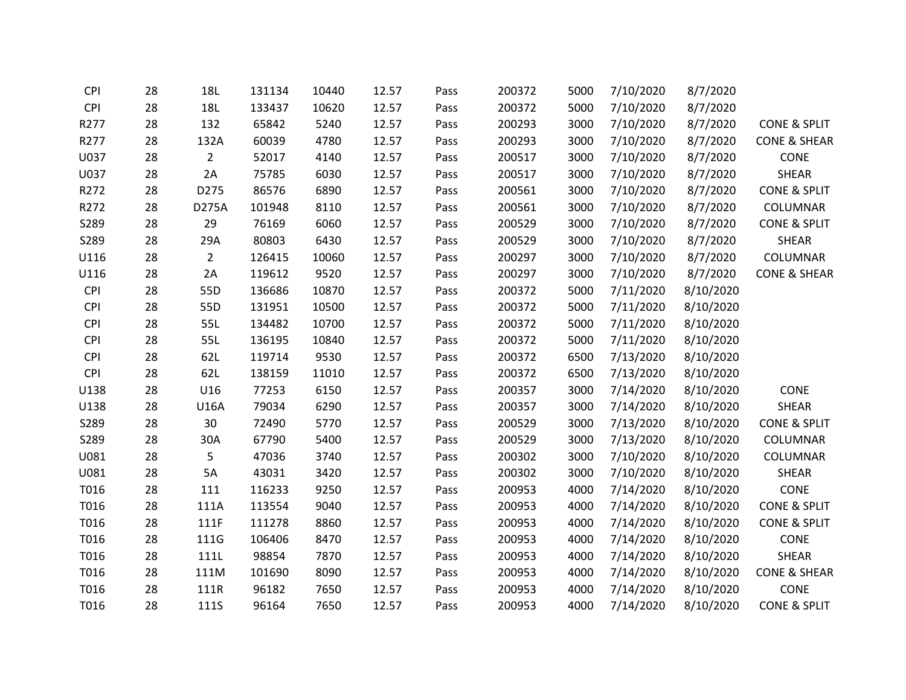| | | | | | | | | | | | |
|---|---|---|---|---|---|---|---|---|---|---|---|
| CPI | 28 | 18L | 131134 | 10440 | 12.57 | Pass | 200372 | 5000 | 7/10/2020 | 8/7/2020 | |
| CPI | 28 | 18L | 133437 | 10620 | 12.57 | Pass | 200372 | 5000 | 7/10/2020 | 8/7/2020 | |
| R277 | 28 | 132 | 65842 | 5240 | 12.57 | Pass | 200293 | 3000 | 7/10/2020 | 8/7/2020 | CONE & SPLIT |
| R277 | 28 | 132A | 60039 | 4780 | 12.57 | Pass | 200293 | 3000 | 7/10/2020 | 8/7/2020 | CONE & SHEAR |
| U037 | 28 | 2 | 52017 | 4140 | 12.57 | Pass | 200517 | 3000 | 7/10/2020 | 8/7/2020 | CONE |
| U037 | 28 | 2A | 75785 | 6030 | 12.57 | Pass | 200517 | 3000 | 7/10/2020 | 8/7/2020 | SHEAR |
| R272 | 28 | D275 | 86576 | 6890 | 12.57 | Pass | 200561 | 3000 | 7/10/2020 | 8/7/2020 | CONE & SPLIT |
| R272 | 28 | D275A | 101948 | 8110 | 12.57 | Pass | 200561 | 3000 | 7/10/2020 | 8/7/2020 | COLUMNAR |
| S289 | 28 | 29 | 76169 | 6060 | 12.57 | Pass | 200529 | 3000 | 7/10/2020 | 8/7/2020 | CONE & SPLIT |
| S289 | 28 | 29A | 80803 | 6430 | 12.57 | Pass | 200529 | 3000 | 7/10/2020 | 8/7/2020 | SHEAR |
| U116 | 28 | 2 | 126415 | 10060 | 12.57 | Pass | 200297 | 3000 | 7/10/2020 | 8/7/2020 | COLUMNAR |
| U116 | 28 | 2A | 119612 | 9520 | 12.57 | Pass | 200297 | 3000 | 7/10/2020 | 8/7/2020 | CONE & SHEAR |
| CPI | 28 | 55D | 136686 | 10870 | 12.57 | Pass | 200372 | 5000 | 7/11/2020 | 8/10/2020 | |
| CPI | 28 | 55D | 131951 | 10500 | 12.57 | Pass | 200372 | 5000 | 7/11/2020 | 8/10/2020 | |
| CPI | 28 | 55L | 134482 | 10700 | 12.57 | Pass | 200372 | 5000 | 7/11/2020 | 8/10/2020 | |
| CPI | 28 | 55L | 136195 | 10840 | 12.57 | Pass | 200372 | 5000 | 7/11/2020 | 8/10/2020 | |
| CPI | 28 | 62L | 119714 | 9530 | 12.57 | Pass | 200372 | 6500 | 7/13/2020 | 8/10/2020 | |
| CPI | 28 | 62L | 138159 | 11010 | 12.57 | Pass | 200372 | 6500 | 7/13/2020 | 8/10/2020 | |
| U138 | 28 | U16 | 77253 | 6150 | 12.57 | Pass | 200357 | 3000 | 7/14/2020 | 8/10/2020 | CONE |
| U138 | 28 | U16A | 79034 | 6290 | 12.57 | Pass | 200357 | 3000 | 7/14/2020 | 8/10/2020 | SHEAR |
| S289 | 28 | 30 | 72490 | 5770 | 12.57 | Pass | 200529 | 3000 | 7/13/2020 | 8/10/2020 | CONE & SPLIT |
| S289 | 28 | 30A | 67790 | 5400 | 12.57 | Pass | 200529 | 3000 | 7/13/2020 | 8/10/2020 | COLUMNAR |
| U081 | 28 | 5 | 47036 | 3740 | 12.57 | Pass | 200302 | 3000 | 7/10/2020 | 8/10/2020 | COLUMNAR |
| U081 | 28 | 5A | 43031 | 3420 | 12.57 | Pass | 200302 | 3000 | 7/10/2020 | 8/10/2020 | SHEAR |
| T016 | 28 | 111 | 116233 | 9250 | 12.57 | Pass | 200953 | 4000 | 7/14/2020 | 8/10/2020 | CONE |
| T016 | 28 | 111A | 113554 | 9040 | 12.57 | Pass | 200953 | 4000 | 7/14/2020 | 8/10/2020 | CONE & SPLIT |
| T016 | 28 | 111F | 111278 | 8860 | 12.57 | Pass | 200953 | 4000 | 7/14/2020 | 8/10/2020 | CONE & SPLIT |
| T016 | 28 | 111G | 106406 | 8470 | 12.57 | Pass | 200953 | 4000 | 7/14/2020 | 8/10/2020 | CONE |
| T016 | 28 | 111L | 98854 | 7870 | 12.57 | Pass | 200953 | 4000 | 7/14/2020 | 8/10/2020 | SHEAR |
| T016 | 28 | 111M | 101690 | 8090 | 12.57 | Pass | 200953 | 4000 | 7/14/2020 | 8/10/2020 | CONE & SHEAR |
| T016 | 28 | 111R | 96182 | 7650 | 12.57 | Pass | 200953 | 4000 | 7/14/2020 | 8/10/2020 | CONE |
| T016 | 28 | 111S | 96164 | 7650 | 12.57 | Pass | 200953 | 4000 | 7/14/2020 | 8/10/2020 | CONE & SPLIT |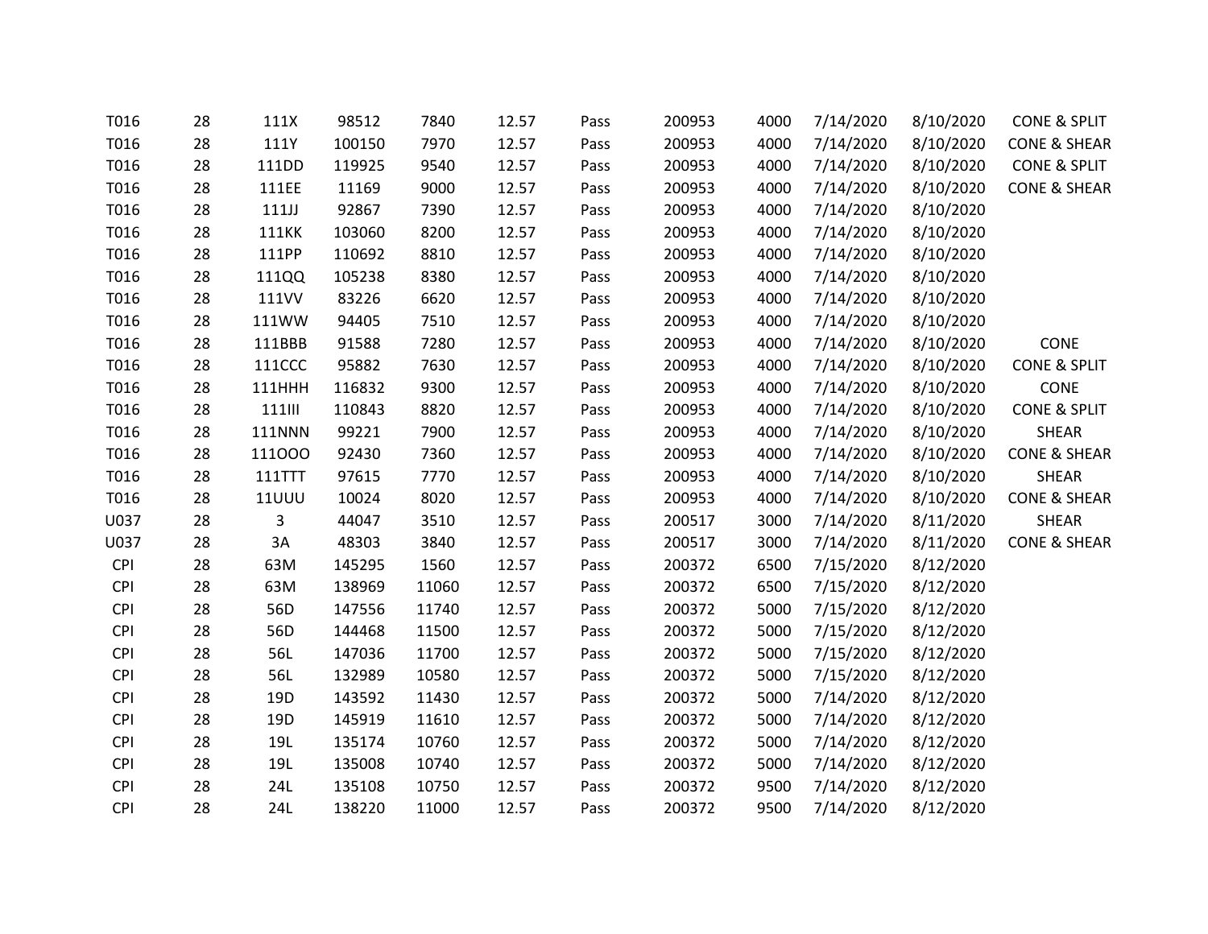| | | | | | | | | | | | |
|---|---|---|---|---|---|---|---|---|---|---|---|
| T016 | 28 | 111X | 98512 | 7840 | 12.57 | Pass | 200953 | 4000 | 7/14/2020 | 8/10/2020 | CONE & SPLIT |
| T016 | 28 | 111Y | 100150 | 7970 | 12.57 | Pass | 200953 | 4000 | 7/14/2020 | 8/10/2020 | CONE & SHEAR |
| T016 | 28 | 111DD | 119925 | 9540 | 12.57 | Pass | 200953 | 4000 | 7/14/2020 | 8/10/2020 | CONE & SPLIT |
| T016 | 28 | 111EE | 11169 | 9000 | 12.57 | Pass | 200953 | 4000 | 7/14/2020 | 8/10/2020 | CONE & SHEAR |
| T016 | 28 | 111JJ | 92867 | 7390 | 12.57 | Pass | 200953 | 4000 | 7/14/2020 | 8/10/2020 | |
| T016 | 28 | 111KK | 103060 | 8200 | 12.57 | Pass | 200953 | 4000 | 7/14/2020 | 8/10/2020 | |
| T016 | 28 | 111PP | 110692 | 8810 | 12.57 | Pass | 200953 | 4000 | 7/14/2020 | 8/10/2020 | |
| T016 | 28 | 111QQ | 105238 | 8380 | 12.57 | Pass | 200953 | 4000 | 7/14/2020 | 8/10/2020 | |
| T016 | 28 | 111VV | 83226 | 6620 | 12.57 | Pass | 200953 | 4000 | 7/14/2020 | 8/10/2020 | |
| T016 | 28 | 111WW | 94405 | 7510 | 12.57 | Pass | 200953 | 4000 | 7/14/2020 | 8/10/2020 | |
| T016 | 28 | 111BBB | 91588 | 7280 | 12.57 | Pass | 200953 | 4000 | 7/14/2020 | 8/10/2020 | CONE |
| T016 | 28 | 111CCC | 95882 | 7630 | 12.57 | Pass | 200953 | 4000 | 7/14/2020 | 8/10/2020 | CONE & SPLIT |
| T016 | 28 | 111HHH | 116832 | 9300 | 12.57 | Pass | 200953 | 4000 | 7/14/2020 | 8/10/2020 | CONE |
| T016 | 28 | 111III | 110843 | 8820 | 12.57 | Pass | 200953 | 4000 | 7/14/2020 | 8/10/2020 | CONE & SPLIT |
| T016 | 28 | 111NNN | 99221 | 7900 | 12.57 | Pass | 200953 | 4000 | 7/14/2020 | 8/10/2020 | SHEAR |
| T016 | 28 | 111OOO | 92430 | 7360 | 12.57 | Pass | 200953 | 4000 | 7/14/2020 | 8/10/2020 | CONE & SHEAR |
| T016 | 28 | 111TTT | 97615 | 7770 | 12.57 | Pass | 200953 | 4000 | 7/14/2020 | 8/10/2020 | SHEAR |
| T016 | 28 | 11UUU | 10024 | 8020 | 12.57 | Pass | 200953 | 4000 | 7/14/2020 | 8/10/2020 | CONE & SHEAR |
| U037 | 28 | 3 | 44047 | 3510 | 12.57 | Pass | 200517 | 3000 | 7/14/2020 | 8/11/2020 | SHEAR |
| U037 | 28 | 3A | 48303 | 3840 | 12.57 | Pass | 200517 | 3000 | 7/14/2020 | 8/11/2020 | CONE & SHEAR |
| CPI | 28 | 63M | 145295 | 1560 | 12.57 | Pass | 200372 | 6500 | 7/15/2020 | 8/12/2020 | |
| CPI | 28 | 63M | 138969 | 11060 | 12.57 | Pass | 200372 | 6500 | 7/15/2020 | 8/12/2020 | |
| CPI | 28 | 56D | 147556 | 11740 | 12.57 | Pass | 200372 | 5000 | 7/15/2020 | 8/12/2020 | |
| CPI | 28 | 56D | 144468 | 11500 | 12.57 | Pass | 200372 | 5000 | 7/15/2020 | 8/12/2020 | |
| CPI | 28 | 56L | 147036 | 11700 | 12.57 | Pass | 200372 | 5000 | 7/15/2020 | 8/12/2020 | |
| CPI | 28 | 56L | 132989 | 10580 | 12.57 | Pass | 200372 | 5000 | 7/15/2020 | 8/12/2020 | |
| CPI | 28 | 19D | 143592 | 11430 | 12.57 | Pass | 200372 | 5000 | 7/14/2020 | 8/12/2020 | |
| CPI | 28 | 19D | 145919 | 11610 | 12.57 | Pass | 200372 | 5000 | 7/14/2020 | 8/12/2020 | |
| CPI | 28 | 19L | 135174 | 10760 | 12.57 | Pass | 200372 | 5000 | 7/14/2020 | 8/12/2020 | |
| CPI | 28 | 19L | 135008 | 10740 | 12.57 | Pass | 200372 | 5000 | 7/14/2020 | 8/12/2020 | |
| CPI | 28 | 24L | 135108 | 10750 | 12.57 | Pass | 200372 | 9500 | 7/14/2020 | 8/12/2020 | |
| CPI | 28 | 24L | 138220 | 11000 | 12.57 | Pass | 200372 | 9500 | 7/14/2020 | 8/12/2020 | |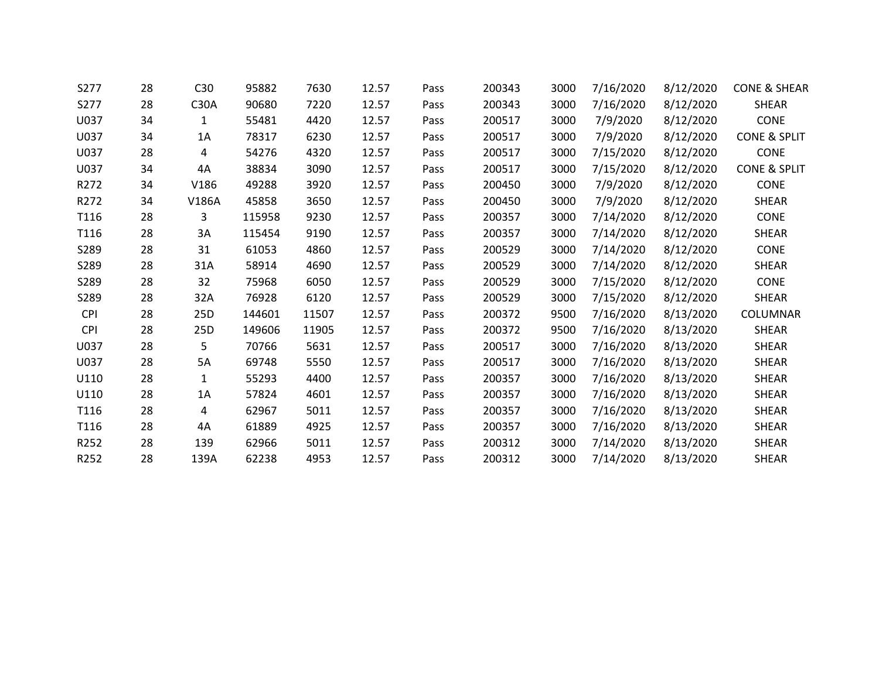| | | | | | | | | | | | |
|---|---|---|---|---|---|---|---|---|---|---|---|
| S277 | 28 | C30 | 95882 | 7630 | 12.57 | Pass | 200343 | 3000 | 7/16/2020 | 8/12/2020 | CONE & SHEAR |
| S277 | 28 | C30A | 90680 | 7220 | 12.57 | Pass | 200343 | 3000 | 7/16/2020 | 8/12/2020 | SHEAR |
| U037 | 34 | 1 | 55481 | 4420 | 12.57 | Pass | 200517 | 3000 | 7/9/2020 | 8/12/2020 | CONE |
| U037 | 34 | 1A | 78317 | 6230 | 12.57 | Pass | 200517 | 3000 | 7/9/2020 | 8/12/2020 | CONE & SPLIT |
| U037 | 28 | 4 | 54276 | 4320 | 12.57 | Pass | 200517 | 3000 | 7/15/2020 | 8/12/2020 | CONE |
| U037 | 34 | 4A | 38834 | 3090 | 12.57 | Pass | 200517 | 3000 | 7/15/2020 | 8/12/2020 | CONE & SPLIT |
| R272 | 34 | V186 | 49288 | 3920 | 12.57 | Pass | 200450 | 3000 | 7/9/2020 | 8/12/2020 | CONE |
| R272 | 34 | V186A | 45858 | 3650 | 12.57 | Pass | 200450 | 3000 | 7/9/2020 | 8/12/2020 | SHEAR |
| T116 | 28 | 3 | 115958 | 9230 | 12.57 | Pass | 200357 | 3000 | 7/14/2020 | 8/12/2020 | CONE |
| T116 | 28 | 3A | 115454 | 9190 | 12.57 | Pass | 200357 | 3000 | 7/14/2020 | 8/12/2020 | SHEAR |
| S289 | 28 | 31 | 61053 | 4860 | 12.57 | Pass | 200529 | 3000 | 7/14/2020 | 8/12/2020 | CONE |
| S289 | 28 | 31A | 58914 | 4690 | 12.57 | Pass | 200529 | 3000 | 7/14/2020 | 8/12/2020 | SHEAR |
| S289 | 28 | 32 | 75968 | 6050 | 12.57 | Pass | 200529 | 3000 | 7/15/2020 | 8/12/2020 | CONE |
| S289 | 28 | 32A | 76928 | 6120 | 12.57 | Pass | 200529 | 3000 | 7/15/2020 | 8/12/2020 | SHEAR |
| CPI | 28 | 25D | 144601 | 11507 | 12.57 | Pass | 200372 | 9500 | 7/16/2020 | 8/13/2020 | COLUMNAR |
| CPI | 28 | 25D | 149606 | 11905 | 12.57 | Pass | 200372 | 9500 | 7/16/2020 | 8/13/2020 | SHEAR |
| U037 | 28 | 5 | 70766 | 5631 | 12.57 | Pass | 200517 | 3000 | 7/16/2020 | 8/13/2020 | SHEAR |
| U037 | 28 | 5A | 69748 | 5550 | 12.57 | Pass | 200517 | 3000 | 7/16/2020 | 8/13/2020 | SHEAR |
| U110 | 28 | 1 | 55293 | 4400 | 12.57 | Pass | 200357 | 3000 | 7/16/2020 | 8/13/2020 | SHEAR |
| U110 | 28 | 1A | 57824 | 4601 | 12.57 | Pass | 200357 | 3000 | 7/16/2020 | 8/13/2020 | SHEAR |
| T116 | 28 | 4 | 62967 | 5011 | 12.57 | Pass | 200357 | 3000 | 7/16/2020 | 8/13/2020 | SHEAR |
| T116 | 28 | 4A | 61889 | 4925 | 12.57 | Pass | 200357 | 3000 | 7/16/2020 | 8/13/2020 | SHEAR |
| R252 | 28 | 139 | 62966 | 5011 | 12.57 | Pass | 200312 | 3000 | 7/14/2020 | 8/13/2020 | SHEAR |
| R252 | 28 | 139A | 62238 | 4953 | 12.57 | Pass | 200312 | 3000 | 7/14/2020 | 8/13/2020 | SHEAR |